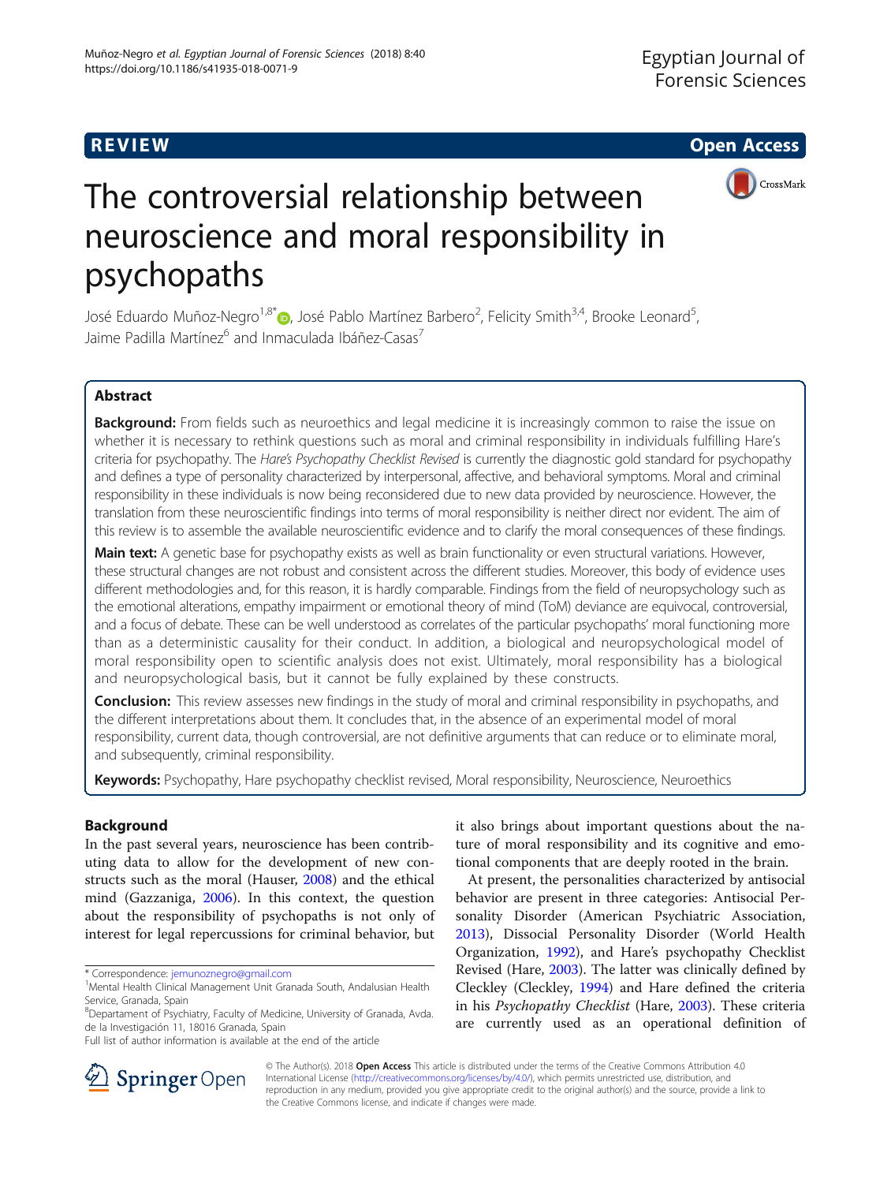REVIEW

Open Access

# The controversial relationship between neuroscience and moral responsibility in psychopaths

José Eduardo Muñoz-Negro[1,8*], José Pablo Martínez Barbero[2], Felicity Smith[3,4], Brooke Leonard[5], Jaime Padilla Martínez[6] and Inmaculada Ibáñez-Casas[7]

## Abstract

**Background:** From fields such as neuroethics and legal medicine it is increasingly common to raise the issue on whether it is necessary to rethink questions such as moral and criminal responsibility in individuals fulfilling Hare's criteria for psychopathy. The *Hare's Psychopathy Checklist Revised* is currently the diagnostic gold standard for psychopathy and defines a type of personality characterized by interpersonal, affective, and behavioral symptoms. Moral and criminal responsibility in these individuals is now being reconsidered due to new data provided by neuroscience. However, the translation from these neuroscientific findings into terms of moral responsibility is neither direct nor evident. The aim of this review is to assemble the available neuroscientific evidence and to clarify the moral consequences of these findings.

**Main text:** A genetic base for psychopathy exists as well as brain functionality or even structural variations. However, these structural changes are not robust and consistent across the different studies. Moreover, this body of evidence uses different methodologies and, for this reason, it is hardly comparable. Findings from the field of neuropsychology such as the emotional alterations, empathy impairment or emotional theory of mind (ToM) deviance are equivocal, controversial, and a focus of debate. These can be well understood as correlates of the particular psychopaths' moral functioning more than as a deterministic causality for their conduct. In addition, a biological and neuropsychological model of moral responsibility open to scientific analysis does not exist. Ultimately, moral responsibility has a biological and neuropsychological basis, but it cannot be fully explained by these constructs.

**Conclusion:** This review assesses new findings in the study of moral and criminal responsibility in psychopaths, and the different interpretations about them. It concludes that, in the absence of an experimental model of moral responsibility, current data, though controversial, are not definitive arguments that can reduce or to eliminate moral, and subsequently, criminal responsibility.

**Keywords:** Psychopathy, Hare psychopathy checklist revised, Moral responsibility, Neuroscience, Neuroethics

## Background

In the past several years, neuroscience has been contributing data to allow for the development of new constructs such as the moral (Hauser, 2008) and the ethical mind (Gazzaniga, 2006). In this context, the question about the responsibility of psychopaths is not only of interest for legal repercussions for criminal behavior, but it also brings about important questions about the nature of moral responsibility and its cognitive and emotional components that are deeply rooted in the brain.

At present, the personalities characterized by antisocial behavior are present in three categories: Antisocial Personality Disorder (American Psychiatric Association, 2013), Dissocial Personality Disorder (World Health Organization, 1992), and Hare's psychopathy Checklist Revised (Hare, 2003). The latter was clinically defined by Cleckley (Cleckley, 1994) and Hare defined the criteria in his *Psychopathy Checklist* (Hare, 2003). These criteria are currently used as an operational definition of

\* Correspondence: jemunoznegro@gmail.com

[1]Mental Health Clinical Management Unit Granada South, Andalusian Health Service, Granada, Spain

[8]Departament of Psychiatry, Faculty of Medicine, University of Granada, Avda. de la Investigación 11, 18016 Granada, Spain

Full list of author information is available at the end of the article

© The Author(s). 2018 **Open Access** This article is distributed under the terms of the Creative Commons Attribution 4.0 International License (http://creativecommons.org/licenses/by/4.0/), which permits unrestricted use, distribution, and reproduction in any medium, provided you give appropriate credit to the original author(s) and the source, provide a link to the Creative Commons license, and indicate if changes were made.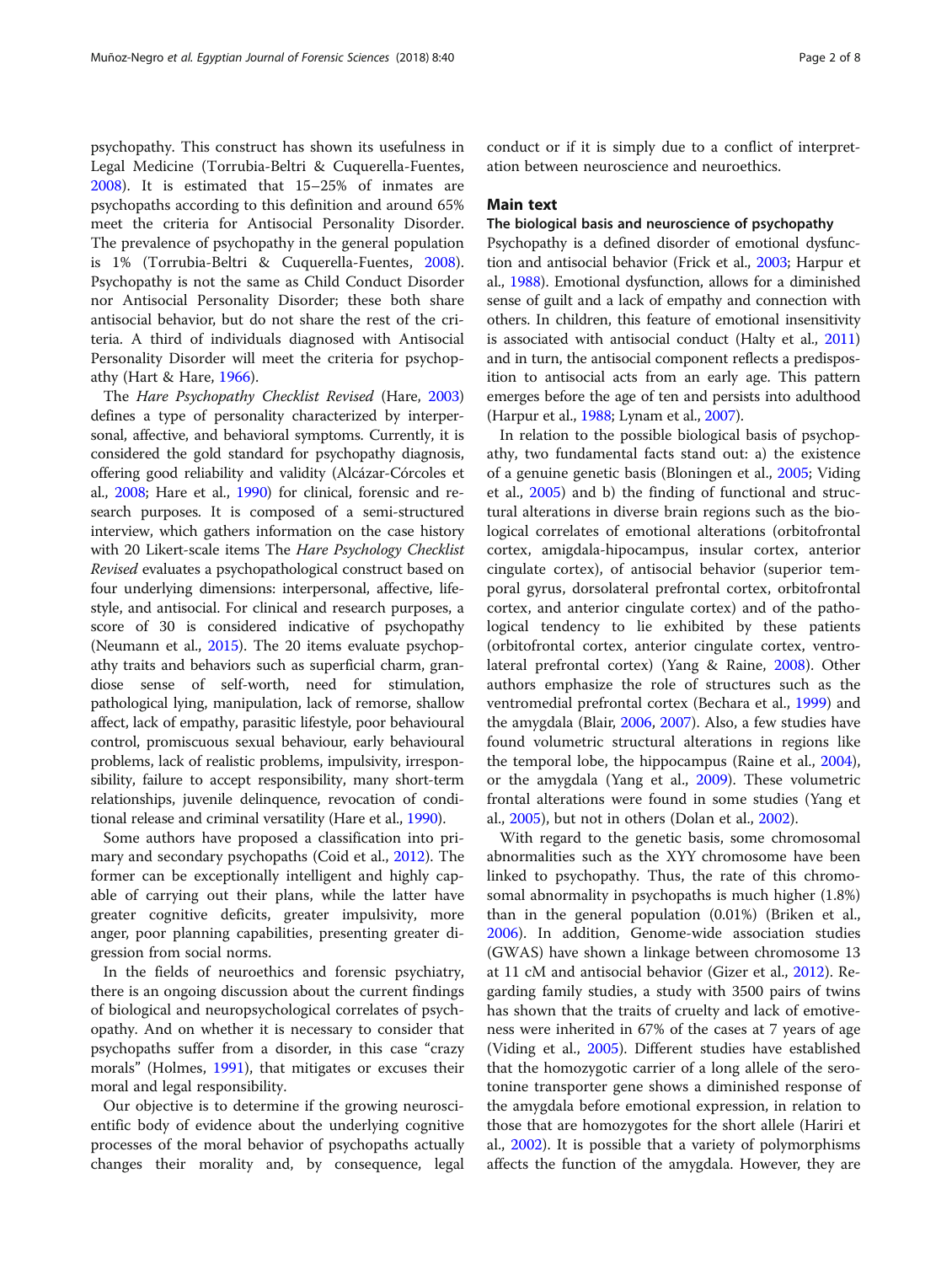psychopathy. This construct has shown its usefulness in Legal Medicine (Torrubia-Beltri & Cuquerella-Fuentes, 2008). It is estimated that 15–25% of inmates are psychopaths according to this definition and around 65% meet the criteria for Antisocial Personality Disorder. The prevalence of psychopathy in the general population is 1% (Torrubia-Beltri & Cuquerella-Fuentes, 2008). Psychopathy is not the same as Child Conduct Disorder nor Antisocial Personality Disorder; these both share antisocial behavior, but do not share the rest of the criteria. A third of individuals diagnosed with Antisocial Personality Disorder will meet the criteria for psychopathy (Hart & Hare, 1966).

The *Hare Psychopathy Checklist Revised* (Hare, 2003) defines a type of personality characterized by interpersonal, affective, and behavioral symptoms. Currently, it is considered the gold standard for psychopathy diagnosis, offering good reliability and validity (Alcázar-Córcoles et al., 2008; Hare et al., 1990) for clinical, forensic and research purposes. It is composed of a semi-structured interview, which gathers information on the case history with 20 Likert-scale items The *Hare Psychology Checklist Revised* evaluates a psychopathological construct based on four underlying dimensions: interpersonal, affective, lifestyle, and antisocial. For clinical and research purposes, a score of 30 is considered indicative of psychopathy (Neumann et al., 2015). The 20 items evaluate psychopathy traits and behaviors such as superficial charm, grandiose sense of self-worth, need for stimulation, pathological lying, manipulation, lack of remorse, shallow affect, lack of empathy, parasitic lifestyle, poor behavioural control, promiscuous sexual behaviour, early behavioural problems, lack of realistic problems, impulsivity, irresponsibility, failure to accept responsibility, many short-term relationships, juvenile delinquence, revocation of conditional release and criminal versatility (Hare et al., 1990).

Some authors have proposed a classification into primary and secondary psychopaths (Coid et al., 2012). The former can be exceptionally intelligent and highly capable of carrying out their plans, while the latter have greater cognitive deficits, greater impulsivity, more anger, poor planning capabilities, presenting greater digression from social norms.

In the fields of neuroethics and forensic psychiatry, there is an ongoing discussion about the current findings of biological and neuropsychological correlates of psychopathy. And on whether it is necessary to consider that psychopaths suffer from a disorder, in this case "crazy morals" (Holmes, 1991), that mitigates or excuses their moral and legal responsibility.

Our objective is to determine if the growing neuroscientific body of evidence about the underlying cognitive processes of the moral behavior of psychopaths actually changes their morality and, by consequence, legal conduct or if it is simply due to a conflict of interpretation between neuroscience and neuroethics.

## Main text

### The biological basis and neuroscience of psychopathy

Psychopathy is a defined disorder of emotional dysfunction and antisocial behavior (Frick et al., 2003; Harpur et al., 1988). Emotional dysfunction, allows for a diminished sense of guilt and a lack of empathy and connection with others. In children, this feature of emotional insensitivity is associated with antisocial conduct (Halty et al., 2011) and in turn, the antisocial component reflects a predisposition to antisocial acts from an early age. This pattern emerges before the age of ten and persists into adulthood (Harpur et al., 1988; Lynam et al., 2007).

In relation to the possible biological basis of psychopathy, two fundamental facts stand out: a) the existence of a genuine genetic basis (Bloningen et al., 2005; Viding et al., 2005) and b) the finding of functional and structural alterations in diverse brain regions such as the biological correlates of emotional alterations (orbitofrontal cortex, amygdala-hipocampus, insular cortex, anterior cingulate cortex), of antisocial behavior (superior temporal gyrus, dorsolateral prefrontal cortex, orbitofrontal cortex, and anterior cingulate cortex) and of the pathological tendency to lie exhibited by these patients (orbitofrontal cortex, anterior cingulate cortex, ventrolateral prefrontal cortex) (Yang & Raine, 2008). Other authors emphasize the role of structures such as the ventromedial prefrontal cortex (Bechara et al., 1999) and the amygdala (Blair, 2006, 2007). Also, a few studies have found volumetric structural alterations in regions like the temporal lobe, the hippocampus (Raine et al., 2004), or the amygdala (Yang et al., 2009). These volumetric frontal alterations were found in some studies (Yang et al., 2005), but not in others (Dolan et al., 2002).

With regard to the genetic basis, some chromosomal abnormalities such as the XYY chromosome have been linked to psychopathy. Thus, the rate of this chromosomal abnormality in psychopaths is much higher (1.8%) than in the general population (0.01%) (Briken et al., 2006). In addition, Genome-wide association studies (GWAS) have shown a linkage between chromosome 13 at 11 cM and antisocial behavior (Gizer et al., 2012). Regarding family studies, a study with 3500 pairs of twins has shown that the traits of cruelty and lack of emotiveness were inherited in 67% of the cases at 7 years of age (Viding et al., 2005). Different studies have established that the homozygotic carrier of a long allele of the serotonine transporter gene shows a diminished response of the amygdala before emotional expression, in relation to those that are homozygotes for the short allele (Hariri et al., 2002). It is possible that a variety of polymorphisms affects the function of the amygdala. However, they are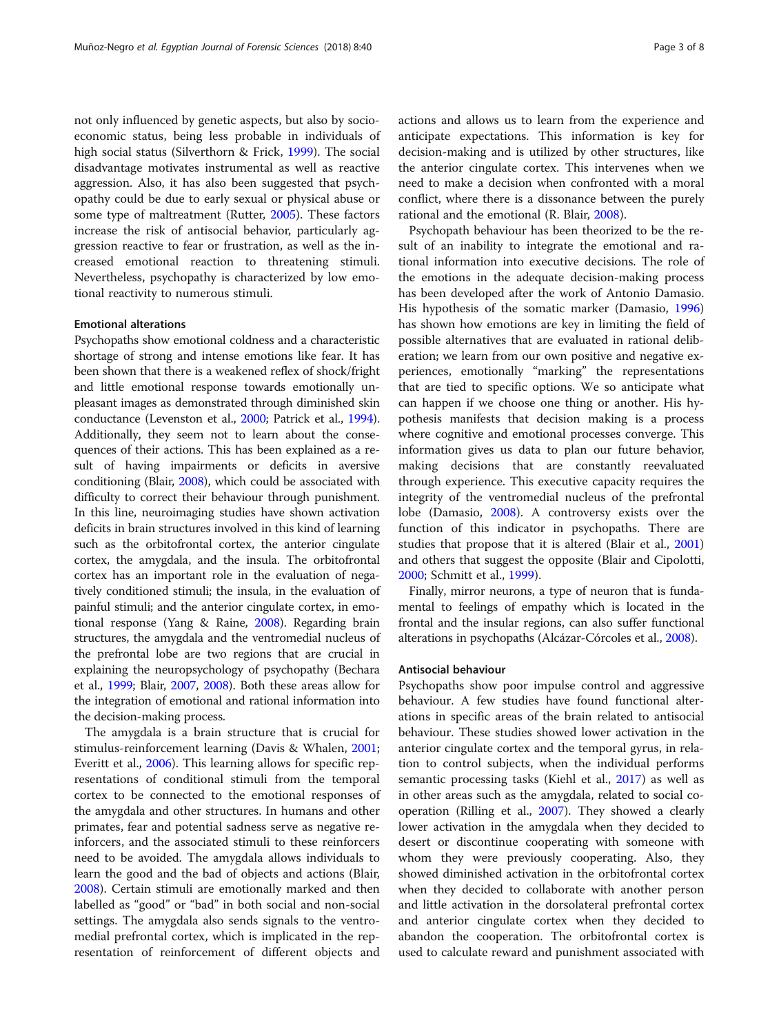not only influenced by genetic aspects, but also by socio-economic status, being less probable in individuals of high social status (Silverthorn & Frick, 1999). The social disadvantage motivates instrumental as well as reactive aggression. Also, it has also been suggested that psychopathy could be due to early sexual or physical abuse or some type of maltreatment (Rutter, 2005). These factors increase the risk of antisocial behavior, particularly aggression reactive to fear or frustration, as well as the increased emotional reaction to threatening stimuli. Nevertheless, psychopathy is characterized by low emotional reactivity to numerous stimuli.

### Emotional alterations

Psychopaths show emotional coldness and a characteristic shortage of strong and intense emotions like fear. It has been shown that there is a weakened reflex of shock/fright and little emotional response towards emotionally unpleasant images as demonstrated through diminished skin conductance (Levenston et al., 2000; Patrick et al., 1994). Additionally, they seem not to learn about the consequences of their actions. This has been explained as a result of having impairments or deficits in aversive conditioning (Blair, 2008), which could be associated with difficulty to correct their behaviour through punishment. In this line, neuroimaging studies have shown activation deficits in brain structures involved in this kind of learning such as the orbitofrontal cortex, the anterior cingulate cortex, the amygdala, and the insula. The orbitofrontal cortex has an important role in the evaluation of negatively conditioned stimuli; the insula, in the evaluation of painful stimuli; and the anterior cingulate cortex, in emotional response (Yang & Raine, 2008). Regarding brain structures, the amygdala and the ventromedial nucleus of the prefrontal lobe are two regions that are crucial in explaining the neuropsychology of psychopathy (Bechara et al., 1999; Blair, 2007, 2008). Both these areas allow for the integration of emotional and rational information into the decision-making process.

The amygdala is a brain structure that is crucial for stimulus-reinforcement learning (Davis & Whalen, 2001; Everitt et al., 2006). This learning allows for specific representations of conditional stimuli from the temporal cortex to be connected to the emotional responses of the amygdala and other structures. In humans and other primates, fear and potential sadness serve as negative reinforcers, and the associated stimuli to these reinforcers need to be avoided. The amygdala allows individuals to learn the good and the bad of objects and actions (Blair, 2008). Certain stimuli are emotionally marked and then labelled as "good" or "bad" in both social and non-social settings. The amygdala also sends signals to the ventromedial prefrontal cortex, which is implicated in the representation of reinforcement of different objects and actions and allows us to learn from the experience and anticipate expectations. This information is key for decision-making and is utilized by other structures, like the anterior cingulate cortex. This intervenes when we need to make a decision when confronted with a moral conflict, where there is a dissonance between the purely rational and the emotional (R. Blair, 2008).

Psychopath behaviour has been theorized to be the result of an inability to integrate the emotional and rational information into executive decisions. The role of the emotions in the adequate decision-making process has been developed after the work of Antonio Damasio. His hypothesis of the somatic marker (Damasio, 1996) has shown how emotions are key in limiting the field of possible alternatives that are evaluated in rational deliberation; we learn from our own positive and negative experiences, emotionally "marking" the representations that are tied to specific options. We so anticipate what can happen if we choose one thing or another. His hypothesis manifests that decision making is a process where cognitive and emotional processes converge. This information gives us data to plan our future behavior, making decisions that are constantly reevaluated through experience. This executive capacity requires the integrity of the ventromedial nucleus of the prefrontal lobe (Damasio, 2008). A controversy exists over the function of this indicator in psychopaths. There are studies that propose that it is altered (Blair et al., 2001) and others that suggest the opposite (Blair and Cipolotti, 2000; Schmitt et al., 1999).

Finally, mirror neurons, a type of neuron that is fundamental to feelings of empathy which is located in the frontal and the insular regions, can also suffer functional alterations in psychopaths (Alcázar-Córcoles et al., 2008).

### Antisocial behaviour

Psychopaths show poor impulse control and aggressive behaviour. A few studies have found functional alterations in specific areas of the brain related to antisocial behaviour. These studies showed lower activation in the anterior cingulate cortex and the temporal gyrus, in relation to control subjects, when the individual performs semantic processing tasks (Kiehl et al., 2017) as well as in other areas such as the amygdala, related to social cooperation (Rilling et al., 2007). They showed a clearly lower activation in the amygdala when they decided to desert or discontinue cooperating with someone with whom they were previously cooperating. Also, they showed diminished activation in the orbitofrontal cortex when they decided to collaborate with another person and little activation in the dorsolateral prefrontal cortex and anterior cingulate cortex when they decided to abandon the cooperation. The orbitofrontal cortex is used to calculate reward and punishment associated with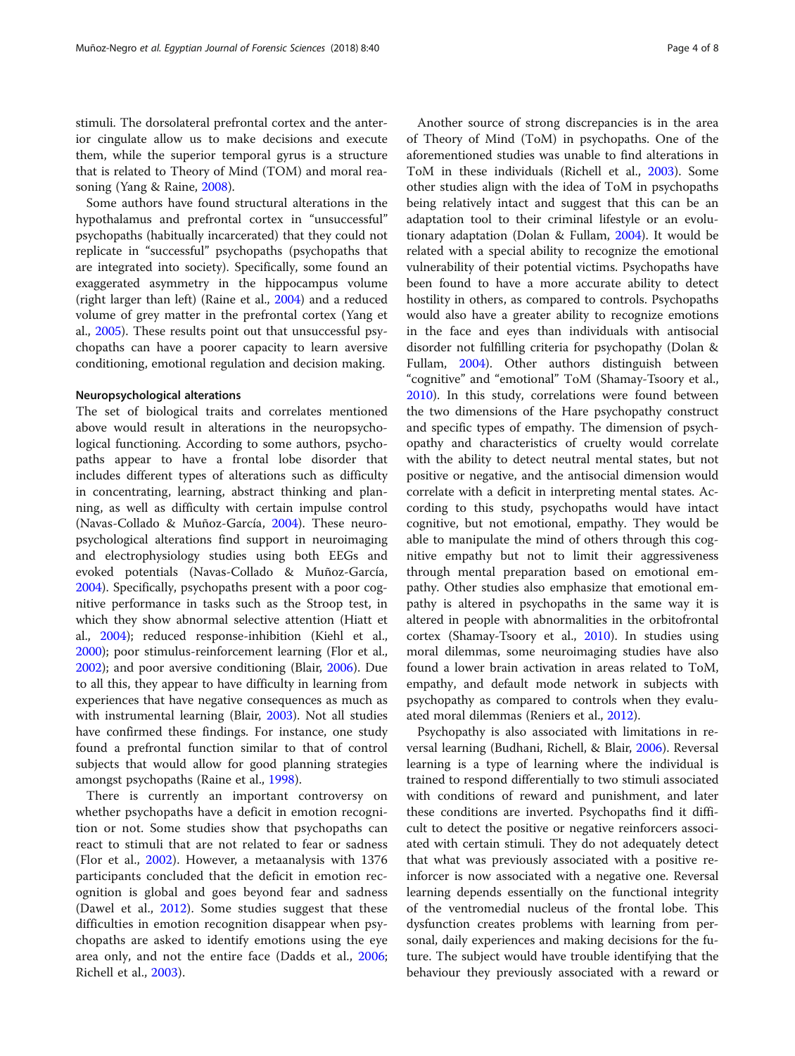stimuli. The dorsolateral prefrontal cortex and the anterior cingulate allow us to make decisions and execute them, while the superior temporal gyrus is a structure that is related to Theory of Mind (TOM) and moral reasoning (Yang & Raine, 2008).

Some authors have found structural alterations in the hypothalamus and prefrontal cortex in "unsuccessful" psychopaths (habitually incarcerated) that they could not replicate in "successful" psychopaths (psychopaths that are integrated into society). Specifically, some found an exaggerated asymmetry in the hippocampus volume (right larger than left) (Raine et al., 2004) and a reduced volume of grey matter in the prefrontal cortex (Yang et al., 2005). These results point out that unsuccessful psychopaths can have a poorer capacity to learn aversive conditioning, emotional regulation and decision making.

### Neuropsychological alterations

The set of biological traits and correlates mentioned above would result in alterations in the neuropsychological functioning. According to some authors, psychopaths appear to have a frontal lobe disorder that includes different types of alterations such as difficulty in concentrating, learning, abstract thinking and planning, as well as difficulty with certain impulse control (Navas-Collado & Muñoz-García, 2004). These neuropsychological alterations find support in neuroimaging and electrophysiology studies using both EEGs and evoked potentials (Navas-Collado & Muñoz-García, 2004). Specifically, psychopaths present with a poor cognitive performance in tasks such as the Stroop test, in which they show abnormal selective attention (Hiatt et al., 2004); reduced response-inhibition (Kiehl et al., 2000); poor stimulus-reinforcement learning (Flor et al., 2002); and poor aversive conditioning (Blair, 2006). Due to all this, they appear to have difficulty in learning from experiences that have negative consequences as much as with instrumental learning (Blair, 2003). Not all studies have confirmed these findings. For instance, one study found a prefrontal function similar to that of control subjects that would allow for good planning strategies amongst psychopaths (Raine et al., 1998).

There is currently an important controversy on whether psychopaths have a deficit in emotion recognition or not. Some studies show that psychopaths can react to stimuli that are not related to fear or sadness (Flor et al., 2002). However, a metaanalysis with 1376 participants concluded that the deficit in emotion recognition is global and goes beyond fear and sadness (Dawel et al., 2012). Some studies suggest that these difficulties in emotion recognition disappear when psychopaths are asked to identify emotions using the eye area only, and not the entire face (Dadds et al., 2006; Richell et al., 2003).

Another source of strong discrepancies is in the area of Theory of Mind (ToM) in psychopaths. One of the aforementioned studies was unable to find alterations in ToM in these individuals (Richell et al., 2003). Some other studies align with the idea of ToM in psychopaths being relatively intact and suggest that this can be an adaptation tool to their criminal lifestyle or an evolutionary adaptation (Dolan & Fullam, 2004). It would be related with a special ability to recognize the emotional vulnerability of their potential victims. Psychopaths have been found to have a more accurate ability to detect hostility in others, as compared to controls. Psychopaths would also have a greater ability to recognize emotions in the face and eyes than individuals with antisocial disorder not fulfilling criteria for psychopathy (Dolan & Fullam, 2004). Other authors distinguish between "cognitive" and "emotional" ToM (Shamay-Tsoory et al., 2010). In this study, correlations were found between the two dimensions of the Hare psychopathy construct and specific types of empathy. The dimension of psychopathy and characteristics of cruelty would correlate with the ability to detect neutral mental states, but not positive or negative, and the antisocial dimension would correlate with a deficit in interpreting mental states. According to this study, psychopaths would have intact cognitive, but not emotional, empathy. They would be able to manipulate the mind of others through this cognitive empathy but not to limit their aggressiveness through mental preparation based on emotional empathy. Other studies also emphasize that emotional empathy is altered in psychopaths in the same way it is altered in people with abnormalities in the orbitofrontal cortex (Shamay-Tsoory et al., 2010). In studies using moral dilemmas, some neuroimaging studies have also found a lower brain activation in areas related to ToM, empathy, and default mode network in subjects with psychopathy as compared to controls when they evaluated moral dilemmas (Reniers et al., 2012).

Psychopathy is also associated with limitations in reversal learning (Budhani, Richell, & Blair, 2006). Reversal learning is a type of learning where the individual is trained to respond differentially to two stimuli associated with conditions of reward and punishment, and later these conditions are inverted. Psychopaths find it difficult to detect the positive or negative reinforcers associated with certain stimuli. They do not adequately detect that what was previously associated with a positive reinforcer is now associated with a negative one. Reversal learning depends essentially on the functional integrity of the ventromedial nucleus of the frontal lobe. This dysfunction creates problems with learning from personal, daily experiences and making decisions for the future. The subject would have trouble identifying that the behaviour they previously associated with a reward or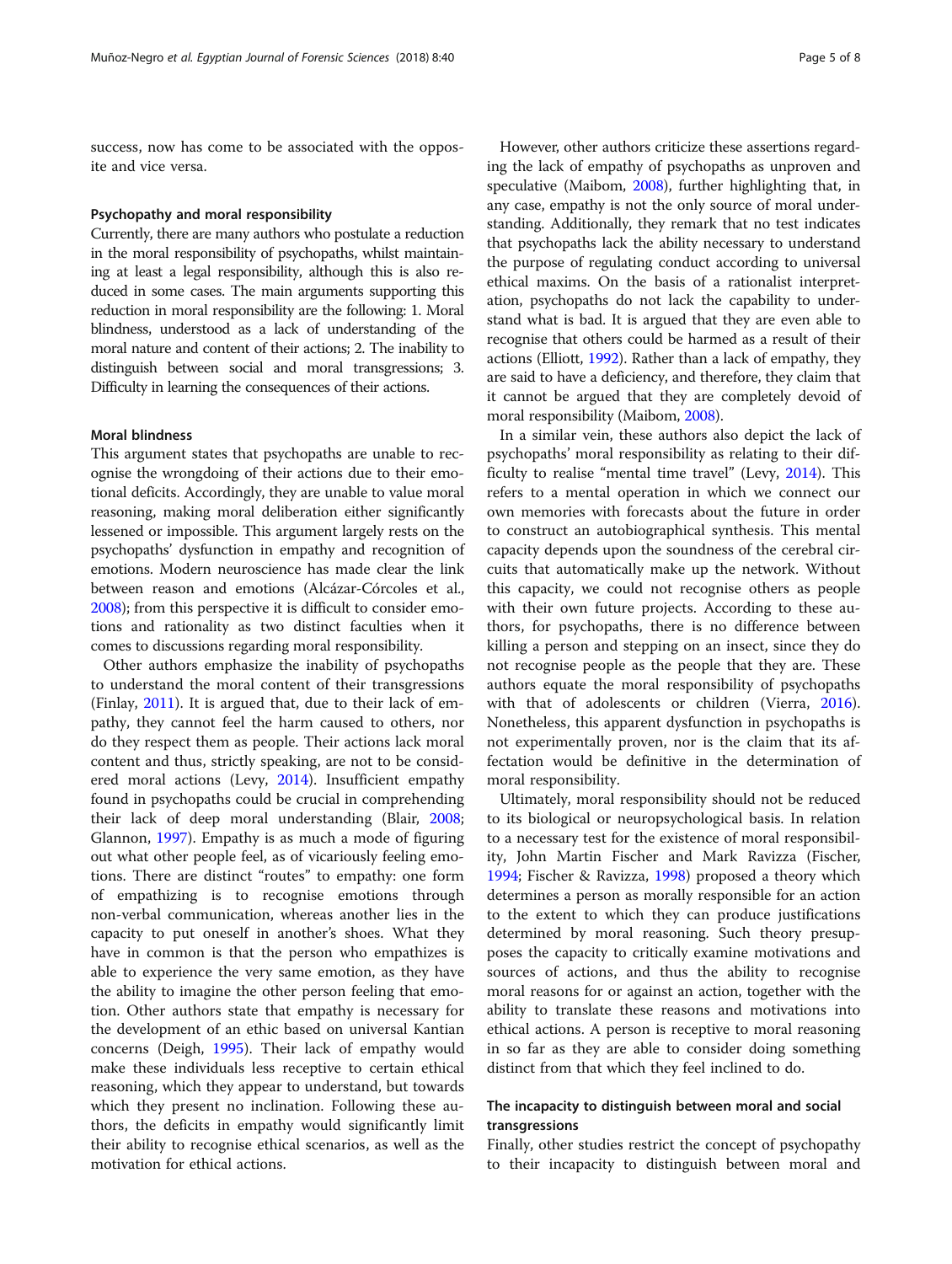success, now has come to be associated with the opposite and vice versa.

#### Psychopathy and moral responsibility

Currently, there are many authors who postulate a reduction in the moral responsibility of psychopaths, whilst maintaining at least a legal responsibility, although this is also reduced in some cases. The main arguments supporting this reduction in moral responsibility are the following: 1. Moral blindness, understood as a lack of understanding of the moral nature and content of their actions; 2. The inability to distinguish between social and moral transgressions; 3. Difficulty in learning the consequences of their actions.

#### Moral blindness

This argument states that psychopaths are unable to recognise the wrongdoing of their actions due to their emotional deficits. Accordingly, they are unable to value moral reasoning, making moral deliberation either significantly lessened or impossible. This argument largely rests on the psychopaths' dysfunction in empathy and recognition of emotions. Modern neuroscience has made clear the link between reason and emotions (Alcázar-Córcoles et al., 2008); from this perspective it is difficult to consider emotions and rationality as two distinct faculties when it comes to discussions regarding moral responsibility.

Other authors emphasize the inability of psychopaths to understand the moral content of their transgressions (Finlay, 2011). It is argued that, due to their lack of empathy, they cannot feel the harm caused to others, nor do they respect them as people. Their actions lack moral content and thus, strictly speaking, are not to be considered moral actions (Levy, 2014). Insufficient empathy found in psychopaths could be crucial in comprehending their lack of deep moral understanding (Blair, 2008; Glannon, 1997). Empathy is as much a mode of figuring out what other people feel, as of vicariously feeling emotions. There are distinct "routes" to empathy: one form of empathizing is to recognise emotions through non-verbal communication, whereas another lies in the capacity to put oneself in another's shoes. What they have in common is that the person who empathizes is able to experience the very same emotion, as they have the ability to imagine the other person feeling that emotion. Other authors state that empathy is necessary for the development of an ethic based on universal Kantian concerns (Deigh, 1995). Their lack of empathy would make these individuals less receptive to certain ethical reasoning, which they appear to understand, but towards which they present no inclination. Following these authors, the deficits in empathy would significantly limit their ability to recognise ethical scenarios, as well as the motivation for ethical actions.

However, other authors criticize these assertions regarding the lack of empathy of psychopaths as unproven and speculative (Maibom, 2008), further highlighting that, in any case, empathy is not the only source of moral understanding. Additionally, they remark that no test indicates that psychopaths lack the ability necessary to understand the purpose of regulating conduct according to universal ethical maxims. On the basis of a rationalist interpretation, psychopaths do not lack the capability to understand what is bad. It is argued that they are even able to recognise that others could be harmed as a result of their actions (Elliott, 1992). Rather than a lack of empathy, they are said to have a deficiency, and therefore, they claim that it cannot be argued that they are completely devoid of moral responsibility (Maibom, 2008).

In a similar vein, these authors also depict the lack of psychopaths' moral responsibility as relating to their difficulty to realise "mental time travel" (Levy, 2014). This refers to a mental operation in which we connect our own memories with forecasts about the future in order to construct an autobiographical synthesis. This mental capacity depends upon the soundness of the cerebral circuits that automatically make up the network. Without this capacity, we could not recognise others as people with their own future projects. According to these authors, for psychopaths, there is no difference between killing a person and stepping on an insect, since they do not recognise people as the people that they are. These authors equate the moral responsibility of psychopaths with that of adolescents or children (Vierra, 2016). Nonetheless, this apparent dysfunction in psychopaths is not experimentally proven, nor is the claim that its affectation would be definitive in the determination of moral responsibility.

Ultimately, moral responsibility should not be reduced to its biological or neuropsychological basis. In relation to a necessary test for the existence of moral responsibility, John Martin Fischer and Mark Ravizza (Fischer, 1994; Fischer & Ravizza, 1998) proposed a theory which determines a person as morally responsible for an action to the extent to which they can produce justifications determined by moral reasoning. Such theory presupposes the capacity to critically examine motivations and sources of actions, and thus the ability to recognise moral reasons for or against an action, together with the ability to translate these reasons and motivations into ethical actions. A person is receptive to moral reasoning in so far as they are able to consider doing something distinct from that which they feel inclined to do.

#### The incapacity to distinguish between moral and social transgressions

Finally, other studies restrict the concept of psychopathy to their incapacity to distinguish between moral and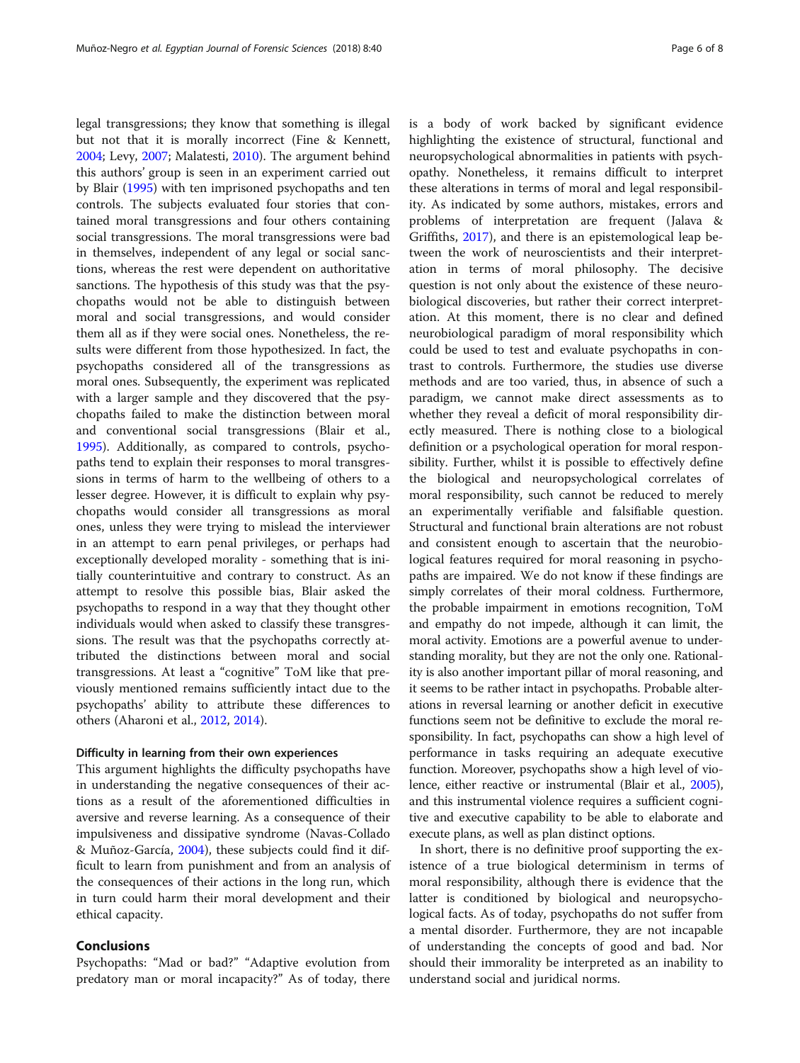legal transgressions; they know that something is illegal but not that it is morally incorrect (Fine & Kennett, 2004; Levy, 2007; Malatesti, 2010). The argument behind this authors' group is seen in an experiment carried out by Blair (1995) with ten imprisoned psychopaths and ten controls. The subjects evaluated four stories that contained moral transgressions and four others containing social transgressions. The moral transgressions were bad in themselves, independent of any legal or social sanctions, whereas the rest were dependent on authoritative sanctions. The hypothesis of this study was that the psychopaths would not be able to distinguish between moral and social transgressions, and would consider them all as if they were social ones. Nonetheless, the results were different from those hypothesized. In fact, the psychopaths considered all of the transgressions as moral ones. Subsequently, the experiment was replicated with a larger sample and they discovered that the psychopaths failed to make the distinction between moral and conventional social transgressions (Blair et al., 1995). Additionally, as compared to controls, psychopaths tend to explain their responses to moral transgressions in terms of harm to the wellbeing of others to a lesser degree. However, it is difficult to explain why psychopaths would consider all transgressions as moral ones, unless they were trying to mislead the interviewer in an attempt to earn penal privileges, or perhaps had exceptionally developed morality - something that is initially counterintuitive and contrary to construct. As an attempt to resolve this possible bias, Blair asked the psychopaths to respond in a way that they thought other individuals would when asked to classify these transgressions. The result was that the psychopaths correctly attributed the distinctions between moral and social transgressions. At least a "cognitive" ToM like that previously mentioned remains sufficiently intact due to the psychopaths' ability to attribute these differences to others (Aharoni et al., 2012, 2014).

### Difficulty in learning from their own experiences

This argument highlights the difficulty psychopaths have in understanding the negative consequences of their actions as a result of the aforementioned difficulties in aversive and reverse learning. As a consequence of their impulsiveness and dissipative syndrome (Navas-Collado & Muñoz-García, 2004), these subjects could find it difficult to learn from punishment and from an analysis of the consequences of their actions in the long run, which in turn could harm their moral development and their ethical capacity.

## Conclusions

Psychopaths: "Mad or bad?" "Adaptive evolution from predatory man or moral incapacity?" As of today, there is a body of work backed by significant evidence highlighting the existence of structural, functional and neuropsychological abnormalities in patients with psychopathy. Nonetheless, it remains difficult to interpret these alterations in terms of moral and legal responsibility. As indicated by some authors, mistakes, errors and problems of interpretation are frequent (Jalava & Griffiths, 2017), and there is an epistemological leap between the work of neuroscientists and their interpretation in terms of moral philosophy. The decisive question is not only about the existence of these neurobiological discoveries, but rather their correct interpretation. At this moment, there is no clear and defined neurobiological paradigm of moral responsibility which could be used to test and evaluate psychopaths in contrast to controls. Furthermore, the studies use diverse methods and are too varied, thus, in absence of such a paradigm, we cannot make direct assessments as to whether they reveal a deficit of moral responsibility directly measured. There is nothing close to a biological definition or a psychological operation for moral responsibility. Further, whilst it is possible to effectively define the biological and neuropsychological correlates of moral responsibility, such cannot be reduced to merely an experimentally verifiable and falsifiable question. Structural and functional brain alterations are not robust and consistent enough to ascertain that the neurobiological features required for moral reasoning in psychopaths are impaired. We do not know if these findings are simply correlates of their moral coldness. Furthermore, the probable impairment in emotions recognition, ToM and empathy do not impede, although it can limit, the moral activity. Emotions are a powerful avenue to understanding morality, but they are not the only one. Rationality is also another important pillar of moral reasoning, and it seems to be rather intact in psychopaths. Probable alterations in reversal learning or another deficit in executive functions seem not be definitive to exclude the moral responsibility. In fact, psychopaths can show a high level of performance in tasks requiring an adequate executive function. Moreover, psychopaths show a high level of violence, either reactive or instrumental (Blair et al., 2005), and this instrumental violence requires a sufficient cognitive and executive capability to be able to elaborate and execute plans, as well as plan distinct options.

In short, there is no definitive proof supporting the existence of a true biological determinism in terms of moral responsibility, although there is evidence that the latter is conditioned by biological and neuropsychological facts. As of today, psychopaths do not suffer from a mental disorder. Furthermore, they are not incapable of understanding the concepts of good and bad. Nor should their immorality be interpreted as an inability to understand social and juridical norms.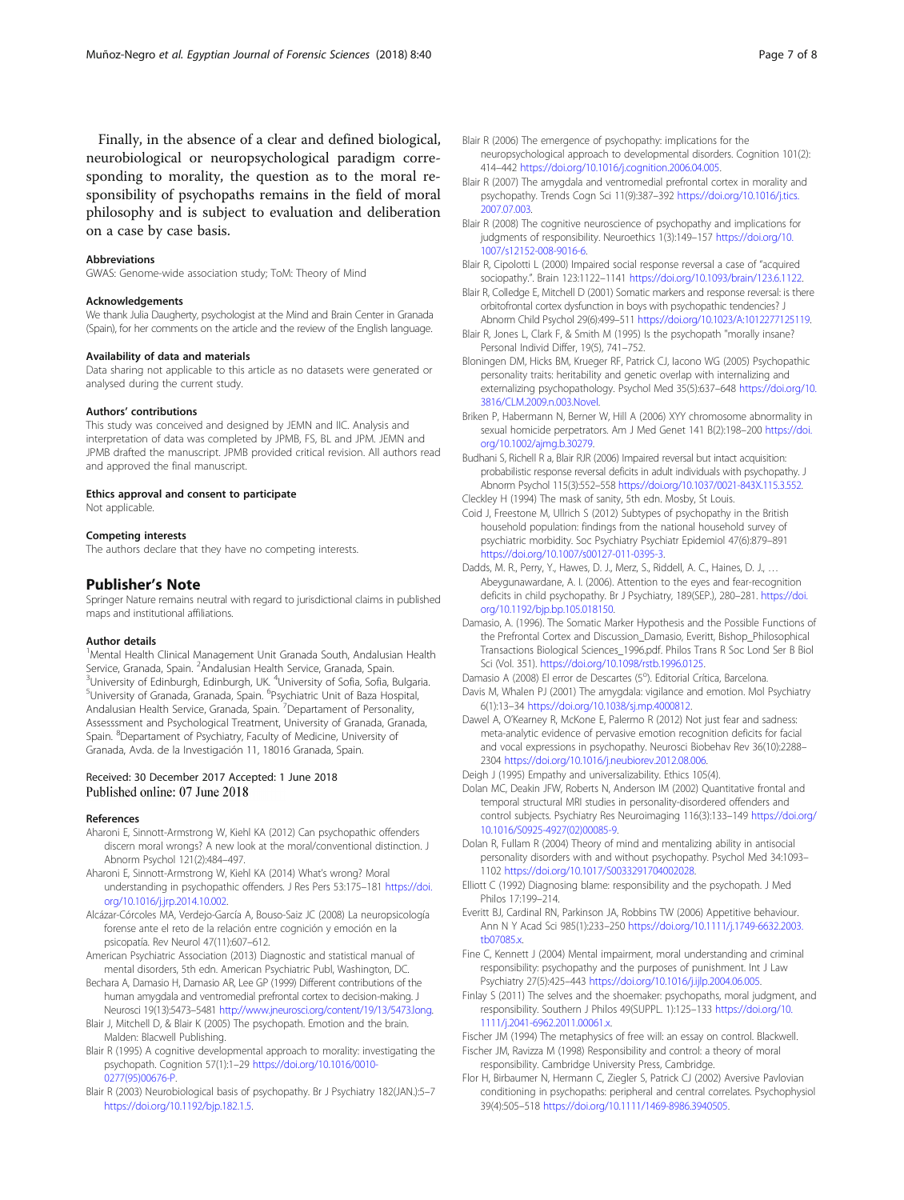Finally, in the absence of a clear and defined biological, neurobiological or neuropsychological paradigm corresponding to morality, the question as to the moral responsibility of psychopaths remains in the field of moral philosophy and is subject to evaluation and deliberation on a case by case basis.

#### Abbreviations
GWAS: Genome-wide association study; ToM: Theory of Mind

#### Acknowledgements
We thank Julia Daugherty, psychologist at the Mind and Brain Center in Granada (Spain), for her comments on the article and the review of the English language.

#### Availability of data and materials
Data sharing not applicable to this article as no datasets were generated or analysed during the current study.

#### Authors' contributions
This study was conceived and designed by JEMN and IIC. Analysis and interpretation of data was completed by JPMB, FS, BL and JPM. JEMN and JPMB drafted the manuscript. JPMB provided critical revision. All authors read and approved the final manuscript.

#### Ethics approval and consent to participate
Not applicable.

#### Competing interests
The authors declare that they have no competing interests.

## Publisher's Note
Springer Nature remains neutral with regard to jurisdictional claims in published maps and institutional affiliations.

#### Author details
[1]Mental Health Clinical Management Unit Granada South, Andalusian Health Service, Granada, Spain. [2]Andalusian Health Service, Granada, Spain. [3]University of Edinburgh, Edinburgh, UK. [4]University of Sofia, Sofia, Bulgaria. [5]University of Granada, Granada, Spain. [6]Psychiatric Unit of Baza Hospital, Andalusian Health Service, Granada, Spain. [7]Departament of Personality, Assesssment and Psychological Treatment, University of Granada, Granada, Spain. [8]Departament of Psychiatry, Faculty of Medicine, University of Granada, Avda. de la Investigación 11, 18016 Granada, Spain.

Received: 30 December 2017 Accepted: 1 June 2018
Published online: 07 June 2018

#### References
Aharoni E, Sinnott-Armstrong W, Kiehl KA (2012) Can psychopathic offenders discern moral wrongs? A new look at the moral/conventional distinction. J Abnorm Psychol 121(2):484–497.

Aharoni E, Sinnott-Armstrong W, Kiehl KA (2014) What's wrong? Moral understanding in psychopathic offenders. J Res Pers 53:175–181 https://doi.org/10.1016/j.jrp.2014.10.002.

Alcázar-Córcoles MA, Verdejo-García A, Bouso-Saiz JC (2008) La neuropsicología forense ante el reto de la relación entre cognición y emoción en la psicopatía. Rev Neurol 47(11):607–612.

American Psychiatric Association (2013) Diagnostic and statistical manual of mental disorders, 5th edn. American Psychiatric Publ, Washington, DC.

Bechara A, Damasio H, Damasio AR, Lee GP (1999) Different contributions of the human amygdala and ventromedial prefrontal cortex to decision-making. J Neurosci 19(13):5473–5481 http://www.jneurosci.org/content/19/13/5473.long.

Blair J, Mitchell D, & Blair K (2005) The psychopath. Emotion and the brain. Malden: Blacwell Publishing.

Blair R (1995) A cognitive developmental approach to morality: investigating the psychopath. Cognition 57(1):1–29 https://doi.org/10.1016/0010-0277(95)00676-P.

Blair R (2003) Neurobiological basis of psychopathy. Br J Psychiatry 182(JAN.):5–7 https://doi.org/10.1192/bjp.182.1.5.

Blair R (2006) The emergence of psychopathy: implications for the neuropsychological approach to developmental disorders. Cognition 101(2): 414–442 https://doi.org/10.1016/j.cognition.2006.04.005.

Blair R (2007) The amygdala and ventromedial prefrontal cortex in morality and psychopathy. Trends Cogn Sci 11(9):387–392 https://doi.org/10.1016/j.tics.2007.07.003.

Blair R (2008) The cognitive neuroscience of psychopathy and implications for judgments of responsibility. Neuroethics 1(3):149–157 https://doi.org/10.1007/s12152-008-9016-6.

Blair R, Cipolotti L (2000) Impaired social response reversal a case of "acquired sociopathy.". Brain 123:1122–1141 https://doi.org/10.1093/brain/123.6.1122.

Blair R, Colledge E, Mitchell D (2001) Somatic markers and response reversal: is there orbitofrontal cortex dysfunction in boys with psychopathic tendencies? J Abnorm Child Psychol 29(6):499–511 https://doi.org/10.1023/A:1012277125119.

Blair R, Jones L, Clark F, & Smith M (1995) Is the psychopath "morally insane? Personal Individ Differ, 19(5), 741–752.

Bloningen DM, Hicks BM, Krueger RF, Patrick CJ, Iacono WG (2005) Psychopathic personality traits: heritability and genetic overlap with internalizing and externalizing psychopathology. Psychol Med 35(5):637–648 https://doi.org/10.3816/CLM.2009.n.003.Novel.

Briken P, Habermann N, Berner W, Hill A (2006) XYY chromosome abnormality in sexual homicide perpetrators. Am J Med Genet 141 B(2):198–200 https://doi.org/10.1002/ajmg.b.30279.

Budhani S, Richell R a, Blair RJR (2006) Impaired reversal but intact acquisition: probabilistic response reversal deficits in adult individuals with psychopathy. J Abnorm Psychol 115(3):552–558 https://doi.org/10.1037/0021-843X.115.3.552.

Cleckley H (1994) The mask of sanity, 5th edn. Mosby, St Louis.

Coid J, Freestone M, Ullrich S (2012) Subtypes of psychopathy in the British household population: findings from the national household survey of psychiatric morbidity. Soc Psychiatry Psychiatr Epidemiol 47(6):879–891 https://doi.org/10.1007/s00127-011-0395-3.

Dadds, M. R., Perry, Y., Hawes, D. J., Merz, S., Riddell, A. C., Haines, D. J., … Abeygunawardane, A. I. (2006). Attention to the eyes and fear-recognition deficits in child psychopathy. Br J Psychiatry, 189(SEP.), 280–281. https://doi.org/10.1192/bjp.bp.105.018150.

Damasio, A. (1996). The Somatic Marker Hypothesis and the Possible Functions of the Prefrontal Cortex and Discussion_Damasio, Everitt, Bishop_Philosophical Transactions Biological Sciences_1996.pdf. Philos Trans R Soc Lond Ser B Biol Sci (Vol. 351). https://doi.org/10.1098/rstb.1996.0125.

Damasio A (2008) El error de Descartes (5°). Editorial Crítica, Barcelona.

Davis M, Whalen PJ (2001) The amygdala: vigilance and emotion. Mol Psychiatry 6(1):13–34 https://doi.org/10.1038/sj.mp.4000812.

Dawel A, O'Kearney R, McKone E, Palermo R (2012) Not just fear and sadness: meta-analytic evidence of pervasive emotion recognition deficits for facial and vocal expressions in psychopathy. Neurosci Biobehav Rev 36(10):2288–2304 https://doi.org/10.1016/j.neubiorev.2012.08.006.

Deigh J (1995) Empathy and universalizability. Ethics 105(4).

Dolan MC, Deakin JFW, Roberts N, Anderson IM (2002) Quantitative frontal and temporal structural MRI studies in personality-disordered offenders and control subjects. Psychiatry Res Neuroimaging 116(3):133–149 https://doi.org/10.1016/S0925-4927(02)00085-9.

Dolan R, Fullam R (2004) Theory of mind and mentalizing ability in antisocial personality disorders with and without psychopathy. Psychol Med 34:1093–1102 https://doi.org/10.1017/S0033291704002028.

Elliott C (1992) Diagnosing blame: responsibility and the psychopath. J Med Philos 17:199–214.

Everitt BJ, Cardinal RN, Parkinson JA, Robbins TW (2006) Appetitive behaviour. Ann N Y Acad Sci 985(1):233–250 https://doi.org/10.1111/j.1749-6632.2003.tb07085.x.

Fine C, Kennett J (2004) Mental impairment, moral understanding and criminal responsibility: psychopathy and the purposes of punishment. Int J Law Psychiatry 27(5):425–443 https://doi.org/10.1016/j.ijlp.2004.06.005.

Finlay S (2011) The selves and the shoemaker: psychopaths, moral judgment, and responsibility. Southern J Philos 49(SUPPL. 1):125–133 https://doi.org/10.1111/j.2041-6962.2011.00061.x.

Fischer JM (1994) The metaphysics of free will: an essay on control. Blackwell.

Fischer JM, Ravizza M (1998) Responsibility and control: a theory of moral responsibility. Cambridge University Press, Cambridge.

Flor H, Birbaumer N, Hermann C, Ziegler S, Patrick CJ (2002) Aversive Pavlovian conditioning in psychopaths: peripheral and central correlates. Psychophysiol 39(4):505–518 https://doi.org/10.1111/1469-8986.3940505.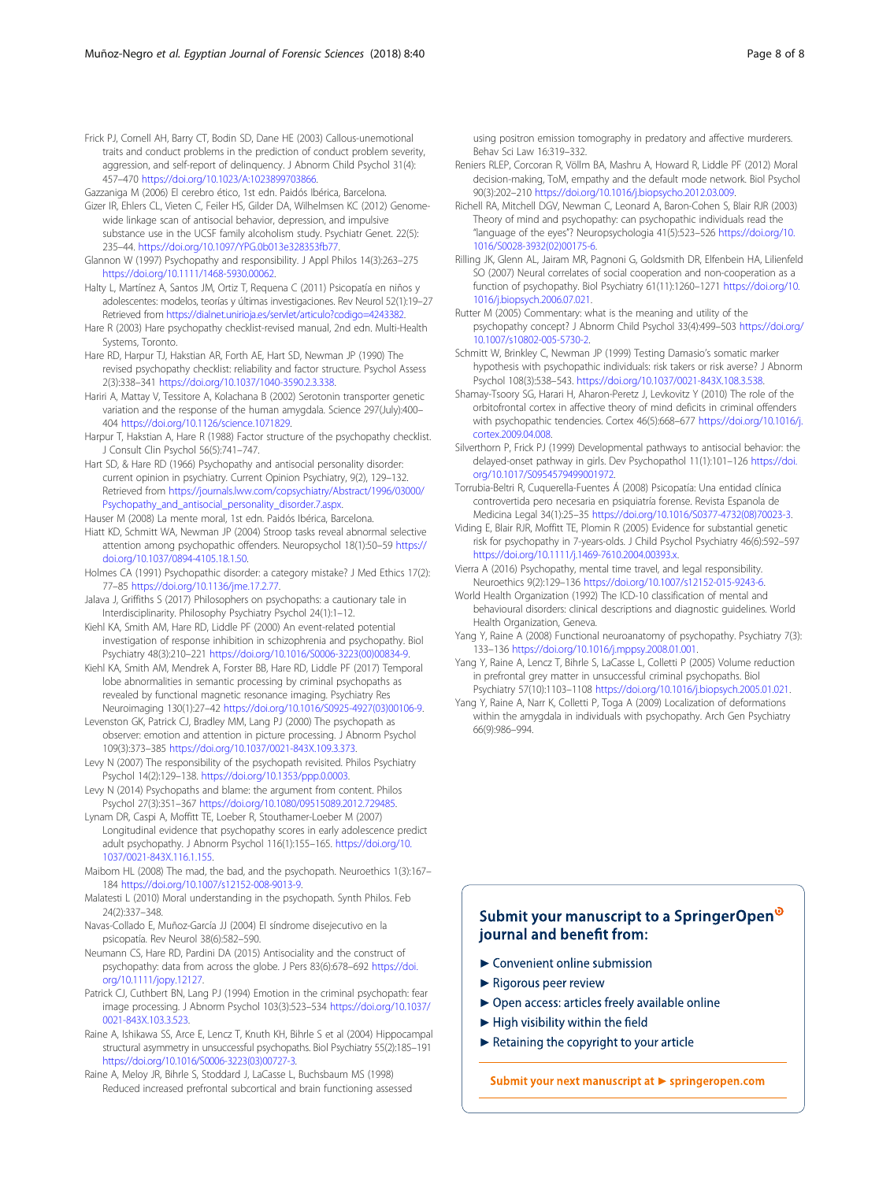Frick PJ, Cornell AH, Barry CT, Bodin SD, Dane HE (2003) Callous-unemotional traits and conduct problems in the prediction of conduct problem severity, aggression, and self-report of delinquency. J Abnorm Child Psychol 31(4): 457–470 https://doi.org/10.1023/A:1023899703866.

Gazzaniga M (2006) El cerebro ético, 1st edn. Paidós Ibérica, Barcelona.

Gizer IR, Ehlers CL, Vieten C, Feiler HS, Gilder DA, Wilhelmsen KC (2012) Genome-wide linkage scan of antisocial behavior, depression, and impulsive substance use in the UCSF family alcoholism study. Psychiatr Genet. 22(5): 235–44. https://doi.org/10.1097/YPG.0b013e328353fb77.

Glannon W (1997) Psychopathy and responsibility. J Appl Philos 14(3):263–275 https://doi.org/10.1111/1468-5930.00062.

Halty L, Martínez A, Santos JM, Ortiz T, Requena C (2011) Psicopatía en niños y adolescentes: modelos, teorías y últimas investigaciones. Rev Neurol 52(1):19–27 Retrieved from https://dialnet.unirioja.es/servlet/articulo?codigo=4243382.

Hare R (2003) Hare psychopathy checklist-revised manual, 2nd edn. Multi-Health Systems, Toronto.

Hare RD, Harpur TJ, Hakstian AR, Forth AE, Hart SD, Newman JP (1990) The revised psychopathy checklist: reliability and factor structure. Psychol Assess 2(3):338–341 https://doi.org/10.1037/1040-3590.2.3.338.

Hariri A, Mattay V, Tessitore A, Kolachana B (2002) Serotonin transporter genetic variation and the response of the human amygdala. Science 297(July):400–404 https://doi.org/10.1126/science.1071829.

Harpur T, Hakstian A, Hare R (1988) Factor structure of the psychopathy checklist. J Consult Clin Psychol 56(5):741–747.

Hart SD, & Hare RD (1966) Psychopathy and antisocial personality disorder: current opinion in psychiatry. Current Opinion Psychiatry, 9(2), 129–132. Retrieved from https://journals.lww.com/copsychiatry/Abstract/1996/03000/Psychopathy_and_antisocial_personality_disorder.7.aspx.

Hauser M (2008) La mente moral, 1st edn. Paidós Ibérica, Barcelona.

Hiatt KD, Schmitt WA, Newman JP (2004) Stroop tasks reveal abnormal selective attention among psychopathic offenders. Neuropsychol 18(1):50–59 https://doi.org/10.1037/0894-4105.18.1.50.

Holmes CA (1991) Psychopathic disorder: a category mistake? J Med Ethics 17(2): 77–85 https://doi.org/10.1136/jme.17.2.77.

Jalava J, Griffiths S (2017) Philosophers on psychopaths: a cautionary tale in Interdisciplinarity. Philosophy Psychiatry Psychol 24(1):1–12.

Kiehl KA, Smith AM, Hare RD, Liddle PF (2000) An event-related potential investigation of response inhibition in schizophrenia and psychopathy. Biol Psychiatry 48(3):210–221 https://doi.org/10.1016/S0006-3223(00)00834-9.

Kiehl KA, Smith AM, Mendrek A, Forster BB, Hare RD, Liddle PF (2017) Temporal lobe abnormalities in semantic processing by criminal psychopaths as revealed by functional magnetic resonance imaging. Psychiatry Res Neuroimaging 130(1):27–42 https://doi.org/10.1016/S0925-4927(03)00106-9.

Levenston GK, Patrick CJ, Bradley MM, Lang PJ (2000) The psychopath as observer: emotion and attention in picture processing. J Abnorm Psychol 109(3):373–385 https://doi.org/10.1037/0021-843X.109.3.373.

Levy N (2007) The responsibility of the psychopath revisited. Philos Psychiatry Psychol 14(2):129–138. https://doi.org/10.1353/ppp.0.0003.

Levy N (2014) Psychopaths and blame: the argument from content. Philos Psychol 27(3):351–367 https://doi.org/10.1080/09515089.2012.729485.

Lynam DR, Caspi A, Moffitt TE, Loeber R, Stouthamer-Loeber M (2007) Longitudinal evidence that psychopathy scores in early adolescence predict adult psychopathy. J Abnorm Psychol 116(1):155–165. https://doi.org/10.1037/0021-843X.116.1.155.

Maibom HL (2008) The mad, the bad, and the psychopath. Neuroethics 1(3):167–184 https://doi.org/10.1007/s12152-008-9013-9.

Malatesti L (2010) Moral understanding in the psychopath. Synth Philos. Feb 24(2):337–348.

Navas-Collado E, Muñoz-García JJ (2004) El síndrome disejecutivo en la psicopatía. Rev Neurol 38(6):582–590.

Neumann CS, Hare RD, Pardini DA (2015) Antisociality and the construct of psychopathy: data from across the globe. J Pers 83(6):678–692 https://doi.org/10.1111/jopy.12127.

Patrick CJ, Cuthbert BN, Lang PJ (1994) Emotion in the criminal psychopath: fear image processing. J Abnorm Psychol 103(3):523–534 https://doi.org/10.1037/0021-843X.103.3.523.

Raine A, Ishikawa SS, Arce E, Lencz T, Knuth KH, Bihrle S et al (2004) Hippocampal structural asymmetry in unsuccessful psychopaths. Biol Psychiatry 55(2):185–191 https://doi.org/10.1016/S0006-3223(03)00727-3.

Raine A, Meloy JR, Bihrle S, Stoddard J, LaCasse L, Buchsbaum MS (1998) Reduced increased prefrontal subcortical and brain functioning assessed using positron emission tomography in predatory and affective murderers. Behav Sci Law 16:319–332.

Reniers RLEP, Corcoran R, Völlm BA, Mashru A, Howard R, Liddle PF (2012) Moral decision-making, ToM, empathy and the default mode network. Biol Psychol 90(3):202–210 https://doi.org/10.1016/j.biopsycho.2012.03.009.

Richell RA, Mitchell DGV, Newman C, Leonard A, Baron-Cohen S, Blair RJR (2003) Theory of mind and psychopathy: can psychopathic individuals read the "language of the eyes"? Neuropsychologia 41(5):523–526 https://doi.org/10.1016/S0028-3932(02)00175-6.

Rilling JK, Glenn AL, Jairam MR, Pagnoni G, Goldsmith DR, Elfenbein HA, Lilienfeld SO (2007) Neural correlates of social cooperation and non-cooperation as a function of psychopathy. Biol Psychiatry 61(11):1260–1271 https://doi.org/10.1016/j.biopsych.2006.07.021.

Rutter M (2005) Commentary: what is the meaning and utility of the psychopathy concept? J Abnorm Child Psychol 33(4):499–503 https://doi.org/10.1007/s10802-005-5730-2.

Schmitt W, Brinkley C, Newman JP (1999) Testing Damasio's somatic marker hypothesis with psychopathic individuals: risk takers or risk averse? J Abnorm Psychol 108(3):538–543. https://doi.org/10.1037/0021-843X.108.3.538.

Shamay-Tsoory SG, Harari H, Aharon-Peretz J, Levkovitz Y (2010) The role of the orbitofrontal cortex in affective theory of mind deficits in criminal offenders with psychopathic tendencies. Cortex 46(5):668–677 https://doi.org/10.1016/j.cortex.2009.04.008.

Silverthorn P, Frick PJ (1999) Developmental pathways to antisocial behavior: the delayed-onset pathway in girls. Dev Psychopathol 11(1):101–126 https://doi.org/10.1017/S0954579499001972.

Torrubia-Beltri R, Cuquerella-Fuentes Á (2008) Psicopatía: Una entidad clínica controvertida pero necesaria en psiquiatría forense. Revista Espanola de Medicina Legal 34(1):25–35 https://doi.org/10.1016/S0377-4732(08)70023-3.

Viding E, Blair RJR, Moffitt TE, Plomin R (2005) Evidence for substantial genetic risk for psychopathy in 7-years-olds. J Child Psychol Psychiatry 46(6):592–597 https://doi.org/10.1111/j.1469-7610.2004.00393.x.

Vierra A (2016) Psychopathy, mental time travel, and legal responsibility. Neuroethics 9(2):129–136 https://doi.org/10.1007/s12152-015-9243-6.

World Health Organization (1992) The ICD-10 classification of mental and behavioural disorders: clinical descriptions and diagnostic guidelines. World Health Organization, Geneva.

Yang Y, Raine A (2008) Functional neuroanatomy of psychopathy. Psychiatry 7(3): 133–136 https://doi.org/10.1016/j.mppsy.2008.01.001.

Yang Y, Raine A, Lencz T, Bihrle S, LaCasse L, Colletti P (2005) Volume reduction in prefrontal grey matter in unsuccessful criminal psychopaths. Biol Psychiatry 57(10):1103–1108 https://doi.org/10.1016/j.biopsych.2005.01.021.

Yang Y, Raine A, Narr K, Colletti P, Toga A (2009) Localization of deformations within the amygdala in individuals with psychopathy. Arch Gen Psychiatry 66(9):986–994.

**Submit your manuscript to a SpringerOpen journal and benefit from:**

- ► Convenient online submission
- ► Rigorous peer review
- ► Open access: articles freely available online
- ► High visibility within the field
- ► Retaining the copyright to your article

**Submit your next manuscript at ► springeropen.com**